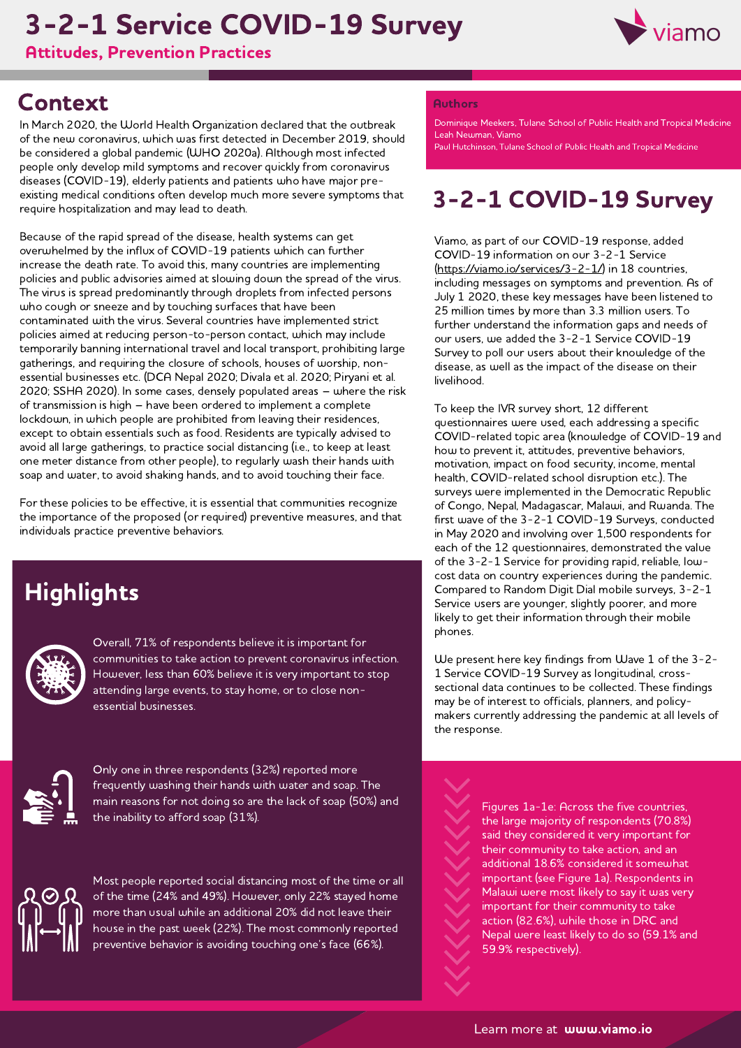# 3-2-1 Service COVID-19 Survey

**Attitudes, Prevention Practices**

## Context

In March 2020, the World Health Organization declared that the outbreak of the new coronavirus, which was first detected in December 2019, should be considered a global pandemic (WHO 2020a). Although most infected people only develop mild symptoms and recover quickly from coronavirus diseases (COVID-19), elderly patients and patients who have major pre-existing medical conditions often develop much more severe symptoms that require hospitalization and may lead to death.

Because of the rapid spread of the disease, health systems can get overwhelmed by the influx of COVID-19 patients which can further increase the death rate. To avoid this, many countries are implementing policies and public advisories aimed at slowing down the spread of the virus. The virus is spread predominantly through droplets from infected persons who cough or sneeze and by touching surfaces that have been contaminated with the virus. Several countries have implemented strict policies aimed at reducing person-to-person contact, which may include temporarily banning international travel and local transport, prohibiting large gatherings, and requiring the closure of schools, houses of worship, non-essential businesses etc. (DCA Nepal 2020; Divala et al. 2020; Piryani et al. 2020; SSHA 2020). In some cases, densely populated areas – where the risk of transmission is high – have been ordered to implement a complete lockdown, in which people are prohibited from leaving their residences, except to obtain essentials such as food. Residents are typically advised to avoid all large gatherings, to practice social distancing (i.e., to keep at least one meter distance from other people), to regularly wash their hands with soap and water, to avoid shaking hands, and to avoid touching their face.

For these policies to be effective, it is essential that communities recognize the importance of the proposed (or required) preventive measures, and that individuals practice preventive behaviors.

## Highlights

Overall, 71% of respondents believe it is important for communities to take action to prevent coronavirus infection. However, less than 60% believe it is very important to stop attending large events, to stay home, or to close non-essential businesses.

Only one in three respondents (32%) reported more frequently washing their hands with water and soap. The main reasons for not doing so are the lack of soap (50%) and the inability to afford soap (31%).

Most people reported social distancing most of the time or all of the time (24% and 49%). However, only 22% stayed home more than usual while an additional 20% did not leave their house in the past week (22%). The most commonly reported preventive behavior is avoiding touching one's face (66%).

### Authors

Dominique Meekers, Tulane School of Public Health and Tropical Medicine
Leah Newman, Viamo
Paul Hutchinson, Tulane School of Public Health and Tropical Medicine

## 3-2-1 COVID-19 Survey

Viamo, as part of our COVID-19 response, added COVID-19 information on our 3-2-1 Service (https://viamo.io/services/3-2-1/) in 18 countries, including messages on symptoms and prevention. As of July 1 2020, these key messages have been listened to 25 million times by more than 3.3 million users. To further understand the information gaps and needs of our users, we added the 3-2-1 Service COVID-19 Survey to poll our users about their knowledge of the disease, as well as the impact of the disease on their livelihood.

To keep the IVR survey short, 12 different questionnaires were used, each addressing a specific COVID-related topic area (knowledge of COVID-19 and how to prevent it, attitudes, preventive behaviors, motivation, impact on food security, income, mental health, COVID-related school disruption etc.). The surveys were implemented in the Democratic Republic of Congo, Nepal, Madagascar, Malawi, and Rwanda. The first wave of the 3-2-1 COVID-19 Surveys, conducted in May 2020 and involving over 1,500 respondents for each of the 12 questionnaires, demonstrated the value of the 3-2-1 Service for providing rapid, reliable, low-cost data on country experiences during the pandemic. Compared to Random Digit Dial mobile surveys, 3-2-1 Service users are younger, slightly poorer, and more likely to get their information through their mobile phones.

We present here key findings from Wave 1 of the 3-2-1 Service COVID-19 Survey as longitudinal, cross-sectional data continues to be collected. These findings may be of interest to officials, planners, and policy-makers currently addressing the pandemic at all levels of the response.

Figures 1a-1e: Across the five countries, the large majority of respondents (70.8%) said they considered it very important for their community to take action, and an additional 18.6% considered it somewhat important (see Figure 1a). Respondents in Malawi were most likely to say it was very important for their community to take action (82.6%), while those in DRC and Nepal were least likely to do so (59.1% and 59.9% respectively).

Learn more at **www.viamo.io**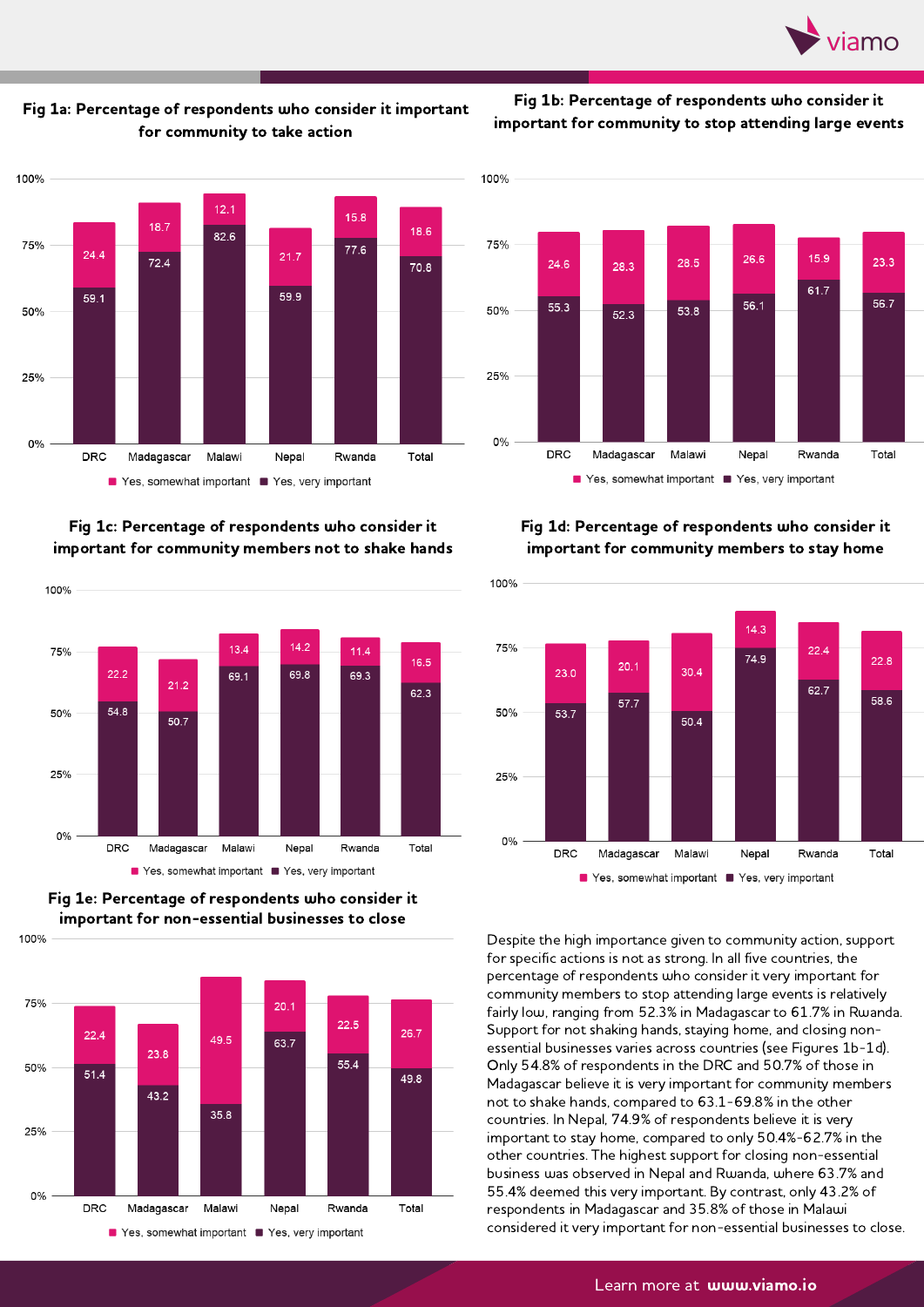### Fig 1a: Percentage of respondents who consider it important for community to take action

| | DRC | Madagascar | Malawi | Nepal | Rwanda | Total |
|---|---|---|---|---|---|---|
| Yes, somewhat important | 24.4 | 18.7 | 12.1 | 21.7 | 15.8 | 18.6 |
| Yes, very important | 59.1 | 72.4 | 82.6 | 59.9 | 77.6 | 70.8 |

### Fig 1b: Percentage of respondents who consider it important for community to stop attending large events

| | DRC | Madagascar | Malawi | Nepal | Rwanda | Total |
|---|---|---|---|---|---|---|
| Yes, somewhat important | 24.6 | 28.3 | 28.5 | 26.6 | 15.9 | 23.3 |
| Yes, very important | 55.3 | 52.3 | 53.8 | 56.1 | 61.7 | 56.7 |

### Fig 1c: Percentage of respondents who consider it important for community members not to shake hands

| | DRC | Madagascar | Malawi | Nepal | Rwanda | Total |
|---|---|---|---|---|---|---|
| Yes, somewhat important | 22.2 | 21.2 | 13.4 | 14.2 | 11.4 | 16.5 |
| Yes, very important | 54.8 | 50.7 | 69.1 | 69.8 | 69.3 | 62.3 |

### Fig 1d: Percentage of respondents who consider it important for community members to stay home

| | DRC | Madagascar | Malawi | Nepal | Rwanda | Total |
|---|---|---|---|---|---|---|
| Yes, somewhat important | 23.0 | 20.1 | 30.4 | 14.3 | 22.4 | 22.8 |
| Yes, very important | 53.7 | 57.7 | 50.4 | 74.9 | 62.7 | 58.6 |

### Fig 1e: Percentage of respondents who consider it important for non-essential businesses to close

| | DRC | Madagascar | Malawi | Nepal | Rwanda | Total |
|---|---|---|---|---|---|---|
| Yes, somewhat important | 22.4 | 23.8 | 49.5 | 20.1 | 22.5 | 26.7 |
| Yes, very important | 51.4 | 43.2 | 35.8 | 63.7 | 55.4 | 49.8 |

Despite the high importance given to community action, support for specific actions is not as strong. In all five countries, the percentage of respondents who consider it very important for community members to stop attending large events is relatively fairly low, ranging from 52.3% in Madagascar to 61.7% in Rwanda. Support for not shaking hands, staying home, and closing non-essential businesses varies across countries (see Figures 1b-1d). Only 54.8% of respondents in the DRC and 50.7% of those in Madagascar believe it is very important for community members not to shake hands, compared to 63.1-69.8% in the other countries. In Nepal, 74.9% of respondents believe it is very important to stay home, compared to only 50.4%-62.7% in the other countries. The highest support for closing non-essential business was observed in Nepal and Rwanda, where 63.7% and 55.4% deemed this very important. By contrast, only 43.2% of respondents in Madagascar and 35.8% of those in Malawi considered it very important for non-essential businesses to close.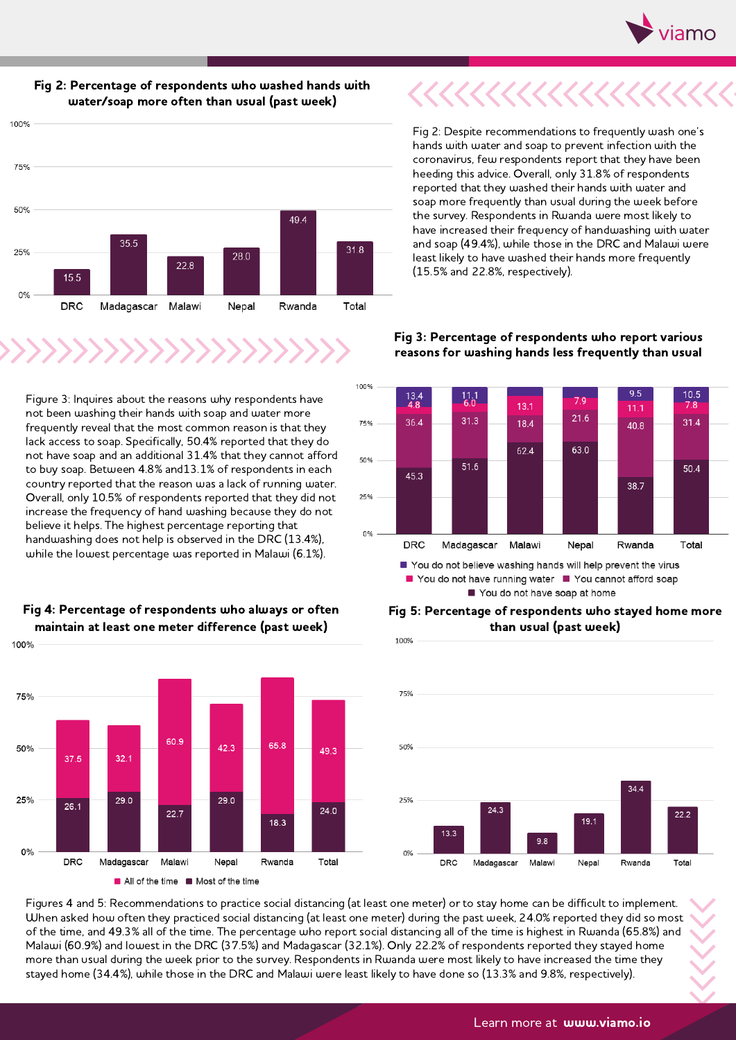### Fig 2: Percentage of respondents who washed hands with water/soap more often than usual (past week)

| Country | % |
|---|---|
| DRC | 15.5 |
| Madagascar | 35.5 |
| Malawi | 22.8 |
| Nepal | 28.0 |
| Rwanda | 49.4 |
| Total | 31.8 |

Fig 2: Despite recommendations to frequently wash one's hands with water and soap to prevent infection with the coronavirus, few respondents report that they have been heeding this advice. Overall, only 31.8% of respondents reported that they washed their hands with water and soap more frequently than usual during the week before the survey. Respondents in Rwanda were most likely to have increased their frequency of handwashing with water and soap (49.4%), while those in the DRC and Malawi were least likely to have washed their hands more frequently (15.5% and 22.8%, respectively).

### Fig 3: Percentage of respondents who report various reasons for washing hands less frequently than usual

| Country | You do not believe washing hands will help prevent the virus | You do not have running water | You cannot afford soap | You do not have soap at home |
|---|---|---|---|---|
| DRC | 13.4 | 4.8 | 36.4 | 45.3 |
| Madagascar | 11.1 | 6.0 | 31.3 | 51.6 |
| Malawi | | 13.1 | 18.4 | 62.4 |
| Nepal | | 7.9 | 21.6 | 63.0 |
| Rwanda | 9.5 | 11.1 | 40.8 | 38.7 |
| Total | 10.5 | 7.8 | 31.4 | 50.4 |

Figure 3: Inquires about the reasons why respondents have not been washing their hands with soap and water more frequently reveal that the most common reason is that they lack access to soap. Specifically, 50.4% reported that they do not have soap and an additional 31.4% that they cannot afford to buy soap. Between 4.8% and13.1% of respondents in each country reported that the reason was a lack of running water. Overall, only 10.5% of respondents reported that they did not increase the frequency of hand washing because they do not believe it helps. The highest percentage reporting that handwashing does not help is observed in the DRC (13.4%), while the lowest percentage was reported in Malawi (6.1%).

### Fig 4: Percentage of respondents who always or often maintain at least one meter difference (past week)

| Country | All of the time | Most of the time |
|---|---|---|
| DRC | 37.5 | 26.1 |
| Madagascar | 32.1 | 29.0 |
| Malawi | 60.9 | 22.7 |
| Nepal | 42.3 | 29.0 |
| Rwanda | 65.8 | 18.3 |
| Total | 49.3 | 24.0 |

### Fig 5: Percentage of respondents who stayed home more than usual (past week)

| Country | % |
|---|---|
| DRC | 13.3 |
| Madagascar | 24.3 |
| Malawi | 9.8 |
| Nepal | 19.1 |
| Rwanda | 34.4 |
| Total | 22.2 |

Figures 4 and 5: Recommendations to practice social distancing (at least one meter) or to stay home can be difficult to implement. When asked how often they practiced social distancing (at least one meter) during the past week, 24.0% reported they did so most of the time, and 49.3% all of the time. The percentage who report social distancing all of the time is highest in Rwanda (65.8%) and Malawi (60.9%) and lowest in the DRC (37.5%) and Madagascar (32.1%). Only 22.2% of respondents reported they stayed home more than usual during the week prior to the survey. Respondents in Rwanda were most likely to have increased the time they stayed home (34.4%), while those in the DRC and Malawi were least likely to have done so (13.3% and 9.8%, respectively).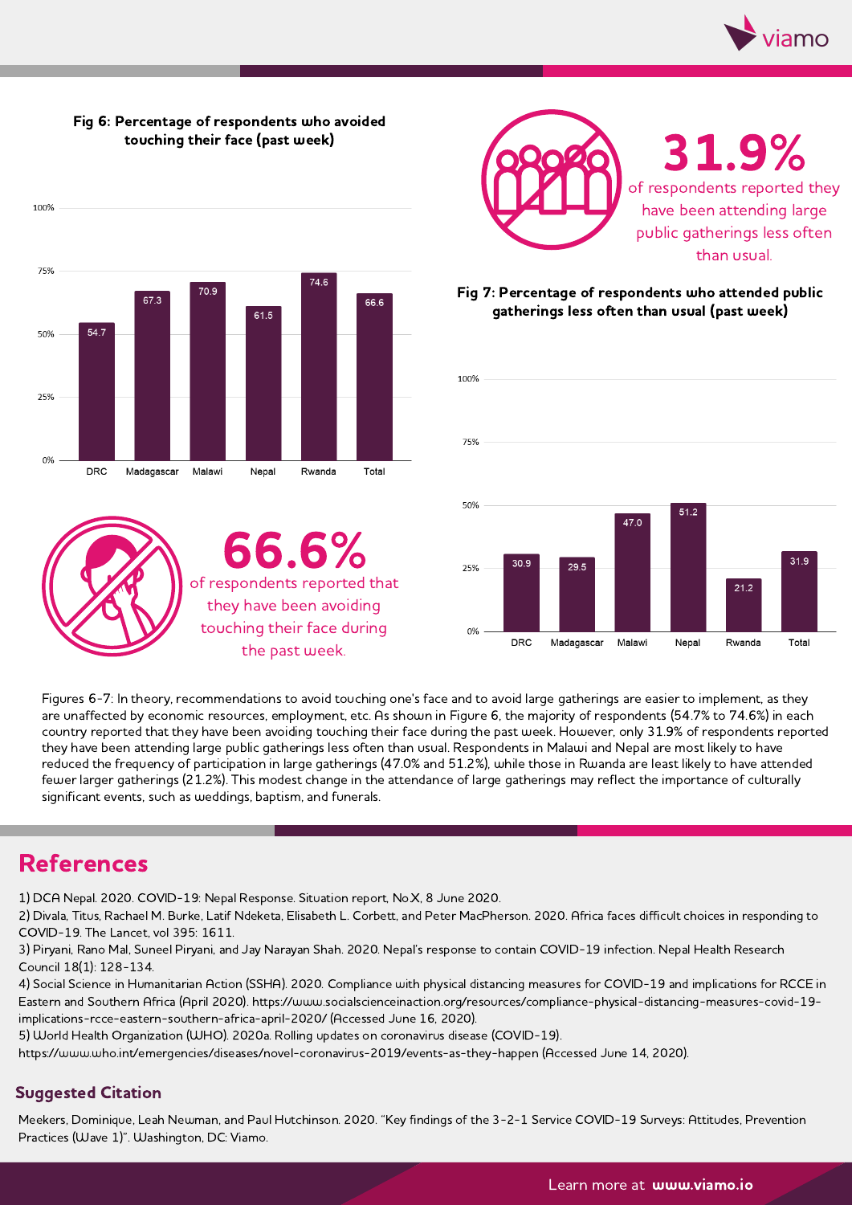**Fig 6: Percentage of respondents who avoided touching their face (past week)**

100%
75%
50%
25%
0%

54.7
67.3
70.9
61.5
74.6
66.6

DRC
Madagascar
Malawi
Nepal
Rwanda
Total

**66.6%** of respondents reported that they have been avoiding touching their face during the past week.

**31.9%** of respondents reported they have been attending large public gatherings less often than usual.

**Fig 7: Percentage of respondents who attended public gatherings less often than usual (past week)**

100%
75%
50%
25%
0%

30.9
29.5
47.0
51.2
21.2
31.9

DRC
Madagascar
Malawi
Nepal
Rwanda
Total

Figures 6-7: In theory, recommendations to avoid touching one's face and to avoid large gatherings are easier to implement, as they are unaffected by economic resources, employment, etc. As shown in Figure 6, the majority of respondents (54.7% to 74.6%) in each country reported that they have been avoiding touching their face during the past week. However, only 31.9% of respondents reported they have been attending large public gatherings less often than usual. Respondents in Malawi and Nepal are most likely to have reduced the frequency of participation in large gatherings (47.0% and 51.2%), while those in Rwanda are least likely to have attended fewer larger gatherings (21.2%). This modest change in the attendance of large gatherings may reflect the importance of culturally significant events, such as weddings, baptism, and funerals.

## References

1) DCA Nepal. 2020. COVID-19: Nepal Response. Situation report, No.X, 8 June 2020.
2) Divala, Titus, Rachael M. Burke, Latif Ndeketa, Elisabeth L. Corbett, and Peter MacPherson. 2020. Africa faces difficult choices in responding to COVID-19. The Lancet, vol 395: 1611.
3) Piryani, Rano Mal, Suneel Piryani, and Jay Narayan Shah. 2020. Nepal's response to contain COVID-19 infection. Nepal Health Research Council 18(1): 128-134.
4) Social Science in Humanitarian Action (SSHA). 2020. Compliance with physical distancing measures for COVID-19 and implications for RCCE in Eastern and Southern Africa (April 2020). https://www.socialscienceinaction.org/resources/compliance-physical-distancing-measures-covid-19-implications-rcce-eastern-southern-africa-april-2020/ (Accessed June 16, 2020).
5) World Health Organization (WHO). 2020a. Rolling updates on coronavirus disease (COVID-19). https://www.who.int/emergencies/diseases/novel-coronavirus-2019/events-as-they-happen (Accessed June 14, 2020).

### Suggested Citation

Meekers, Dominique, Leah Newman, and Paul Hutchinson. 2020. "Key findings of the 3-2-1 Service COVID-19 Surveys: Attitudes, Prevention Practices (Wave 1)". Washington, DC: Viamo.

Learn more at **www.viamo.io**